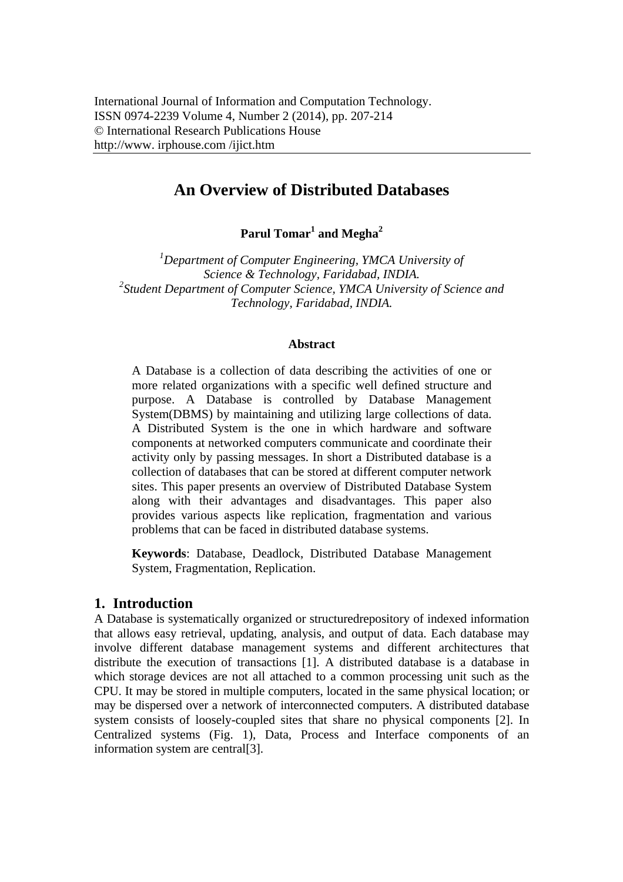International Journal of Information and Computation Technology.
ISSN 0974-2239 Volume 4, Number 2 (2014), pp. 207-214
© International Research Publications House
http://www. irphouse.com /ijict.htm

# An Overview of Distributed Databases

**Parul Tomar[1] and Megha[2]**

*[1]Department of Computer Engineering, YMCA University of Science & Technology, Faridabad, INDIA.*
*[2]Student Department of Computer Science, YMCA University of Science and Technology, Faridabad, INDIA.*

### Abstract

A Database is a collection of data describing the activities of one or more related organizations with a specific well defined structure and purpose. A Database is controlled by Database Management System(DBMS) by maintaining and utilizing large collections of data. A Distributed System is the one in which hardware and software components at networked computers communicate and coordinate their activity only by passing messages. In short a Distributed database is a collection of databases that can be stored at different computer network sites. This paper presents an overview of Distributed Database System along with their advantages and disadvantages. This paper also provides various aspects like replication, fragmentation and various problems that can be faced in distributed database systems.

**Keywords**: Database, Deadlock, Distributed Database Management System, Fragmentation, Replication.

## 1. Introduction

A Database is systematically organized or structuredrepository of indexed information that allows easy retrieval, updating, analysis, and output of data. Each database may involve different database management systems and different architectures that distribute the execution of transactions [1]. A distributed database is a database in which storage devices are not all attached to a common processing unit such as the CPU. It may be stored in multiple computers, located in the same physical location; or may be dispersed over a network of interconnected computers. A distributed database system consists of loosely-coupled sites that share no physical components [2]. In Centralized systems (Fig. 1), Data, Process and Interface components of an information system are central[3].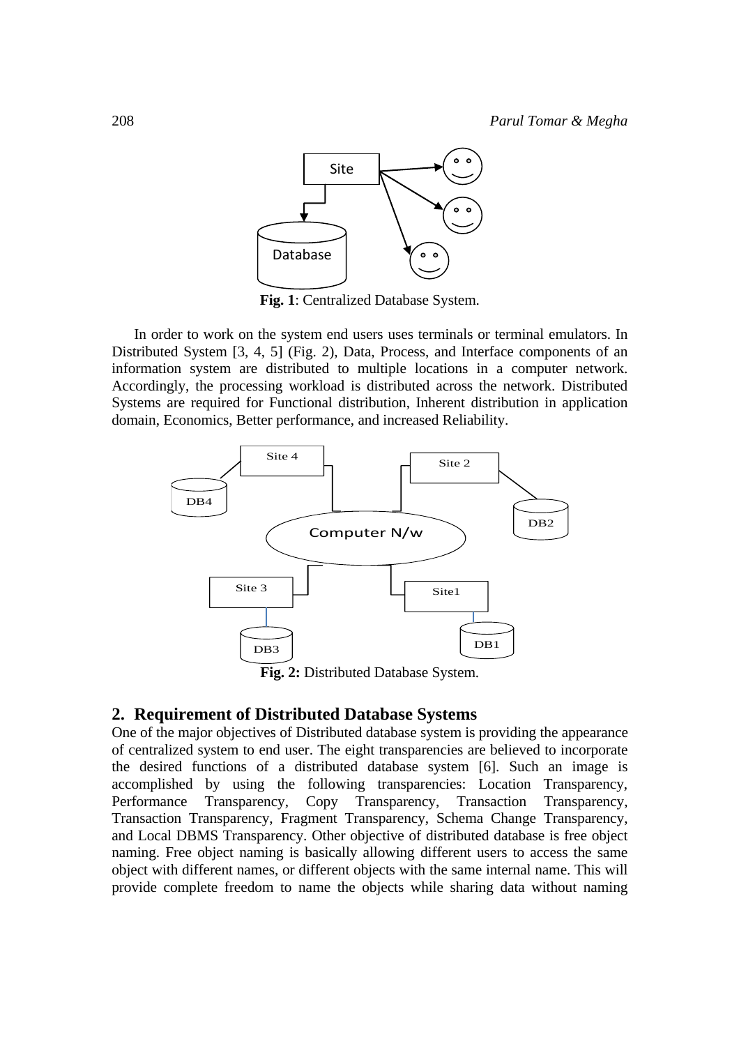Fig. 1: Centralized Database System.

In order to work on the system end users uses terminals or terminal emulators. In Distributed System [3, 4, 5] (Fig. 2), Data, Process, and Interface components of an information system are distributed to multiple locations in a computer network. Accordingly, the processing workload is distributed across the network. Distributed Systems are required for Functional distribution, Inherent distribution in application domain, Economics, Better performance, and increased Reliability.

Fig. 2: Distributed Database System.

## 2. Requirement of Distributed Database Systems

One of the major objectives of Distributed database system is providing the appearance of centralized system to end user. The eight transparencies are believed to incorporate the desired functions of a distributed database system [6]. Such an image is accomplished by using the following transparencies: Location Transparency, Performance Transparency, Copy Transparency, Transaction Transparency, Transaction Transparency, Fragment Transparency, Schema Change Transparency, and Local DBMS Transparency. Other objective of distributed database is free object naming. Free object naming is basically allowing different users to access the same object with different names, or different objects with the same internal name. This will provide complete freedom to name the objects while sharing data without naming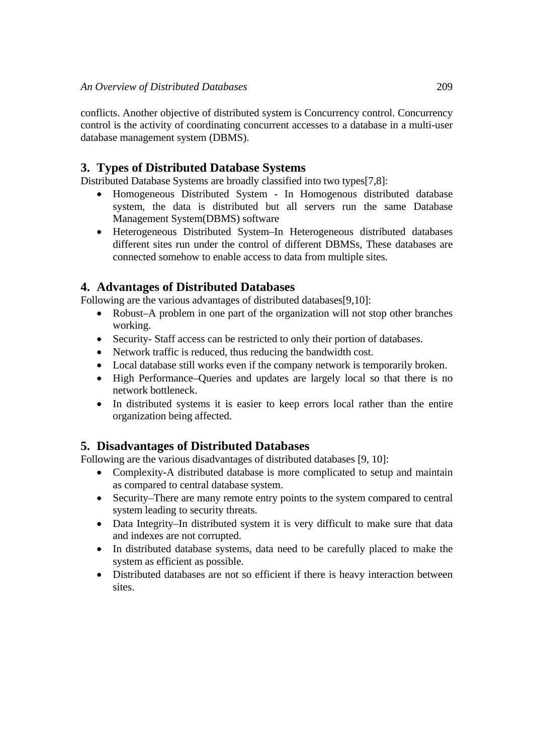conflicts. Another objective of distributed system is Concurrency control. Concurrency control is the activity of coordinating concurrent accesses to a database in a multi-user database management system (DBMS).

## 3. Types of Distributed Database Systems

Distributed Database Systems are broadly classified into two types[7,8]:

- Homogeneous Distributed System - In Homogenous distributed database system, the data is distributed but all servers run the same Database Management System(DBMS) software
- Heterogeneous Distributed System–In Heterogeneous distributed databases different sites run under the control of different DBMSs, These databases are connected somehow to enable access to data from multiple sites.

## 4. Advantages of Distributed Databases

Following are the various advantages of distributed databases[9,10]:

- Robust–A problem in one part of the organization will not stop other branches working.
- Security- Staff access can be restricted to only their portion of databases.
- Network traffic is reduced, thus reducing the bandwidth cost.
- Local database still works even if the company network is temporarily broken.
- High Performance–Queries and updates are largely local so that there is no network bottleneck.
- In distributed systems it is easier to keep errors local rather than the entire organization being affected.

## 5. Disadvantages of Distributed Databases

Following are the various disadvantages of distributed databases [9, 10]:

- Complexity-A distributed database is more complicated to setup and maintain as compared to central database system.
- Security–There are many remote entry points to the system compared to central system leading to security threats.
- Data Integrity–In distributed system it is very difficult to make sure that data and indexes are not corrupted.
- In distributed database systems, data need to be carefully placed to make the system as efficient as possible.
- Distributed databases are not so efficient if there is heavy interaction between sites.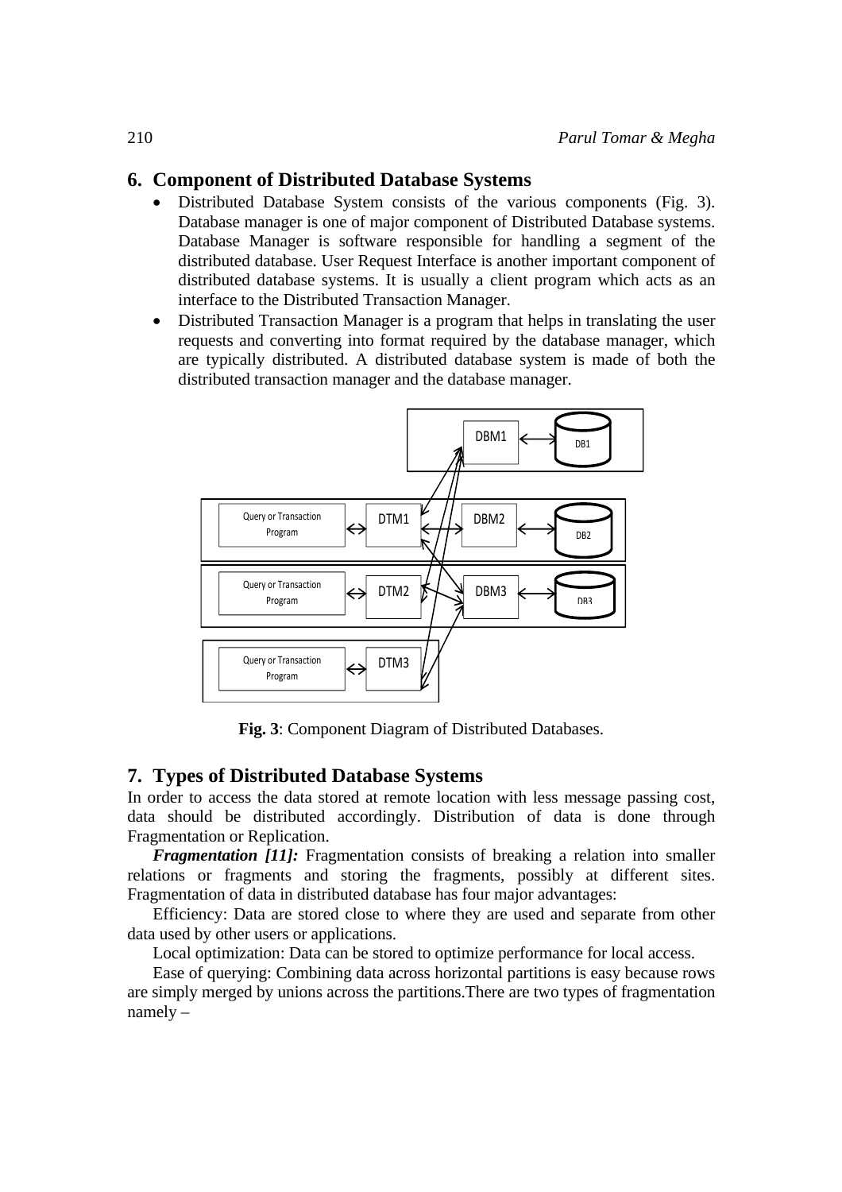## 6. Component of Distributed Database Systems

- Distributed Database System consists of the various components (Fig. 3). Database manager is one of major component of Distributed Database systems. Database Manager is software responsible for handling a segment of the distributed database. User Request Interface is another important component of distributed database systems. It is usually a client program which acts as an interface to the Distributed Transaction Manager.
- Distributed Transaction Manager is a program that helps in translating the user requests and converting into format required by the database manager, which are typically distributed. A distributed database system is made of both the distributed transaction manager and the database manager.

**Fig. 3**: Component Diagram of Distributed Databases.

## 7. Types of Distributed Database Systems

In order to access the data stored at remote location with less message passing cost, data should be distributed accordingly. Distribution of data is done through Fragmentation or Replication.

***Fragmentation [11]:*** Fragmentation consists of breaking a relation into smaller relations or fragments and storing the fragments, possibly at different sites. Fragmentation of data in distributed database has four major advantages:

Efficiency: Data are stored close to where they are used and separate from other data used by other users or applications.

Local optimization: Data can be stored to optimize performance for local access.

Ease of querying: Combining data across horizontal partitions is easy because rows are simply merged by unions across the partitions.There are two types of fragmentation namely –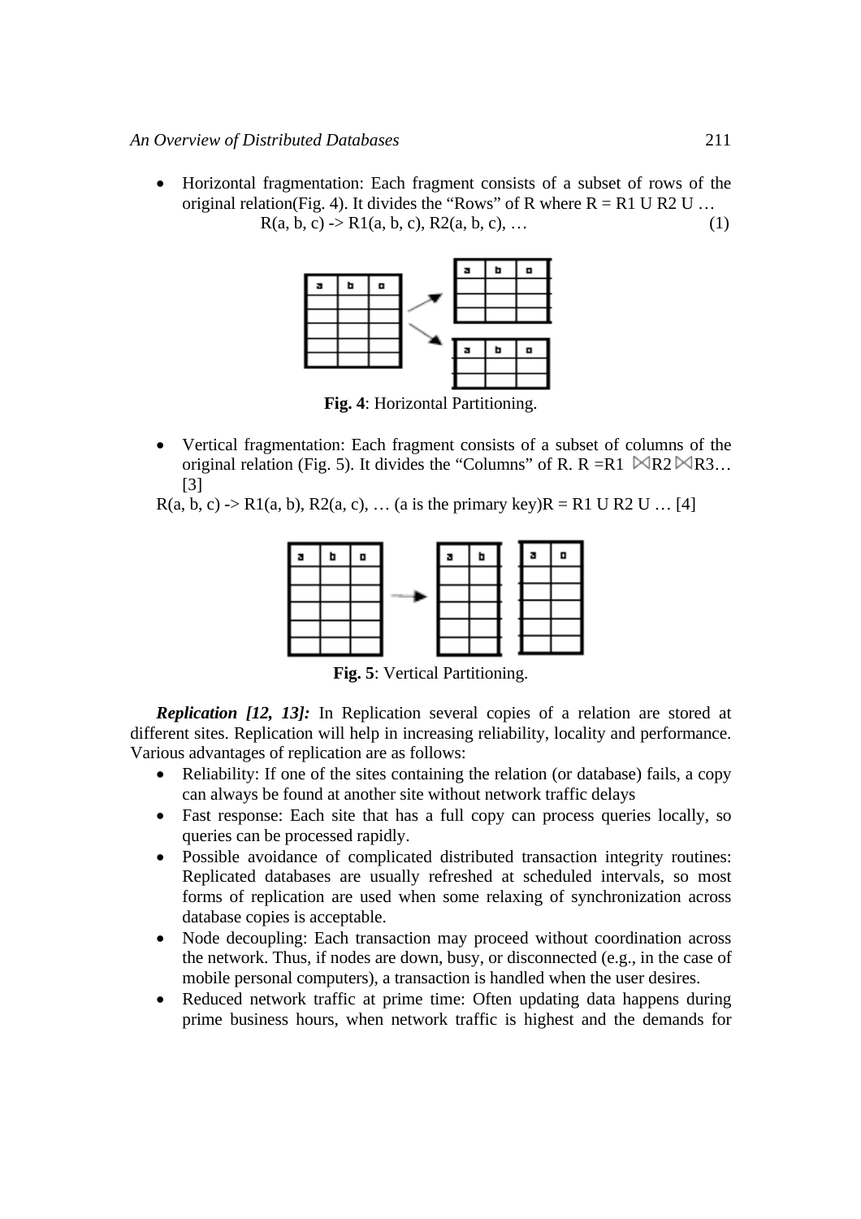- Horizontal fragmentation: Each fragment consists of a subset of rows of the original relation(Fig. 4). It divides the "Rows" of R where R = R1 U R2 U …

$$R(a, b, c) \rightarrow R1(a, b, c), R2(a, b, c), \ldots \quad (1)$$

**Fig. 4**: Horizontal Partitioning.

- Vertical fragmentation: Each fragment consists of a subset of columns of the original relation (Fig. 5). It divides the "Columns" of R. $R = R1 \bowtie R2 \bowtie R3 \ldots$ [3]

R(a, b, c) -> R1(a, b), R2(a, c), … (a is the primary key)R = R1 U R2 U … [4]

**Fig. 5**: Vertical Partitioning.

***Replication [12, 13]:*** In Replication several copies of a relation are stored at different sites. Replication will help in increasing reliability, locality and performance. Various advantages of replication are as follows:

- Reliability: If one of the sites containing the relation (or database) fails, a copy can always be found at another site without network traffic delays
- Fast response: Each site that has a full copy can process queries locally, so queries can be processed rapidly.
- Possible avoidance of complicated distributed transaction integrity routines: Replicated databases are usually refreshed at scheduled intervals, so most forms of replication are used when some relaxing of synchronization across database copies is acceptable.
- Node decoupling: Each transaction may proceed without coordination across the network. Thus, if nodes are down, busy, or disconnected (e.g., in the case of mobile personal computers), a transaction is handled when the user desires.
- Reduced network traffic at prime time: Often updating data happens during prime business hours, when network traffic is highest and the demands for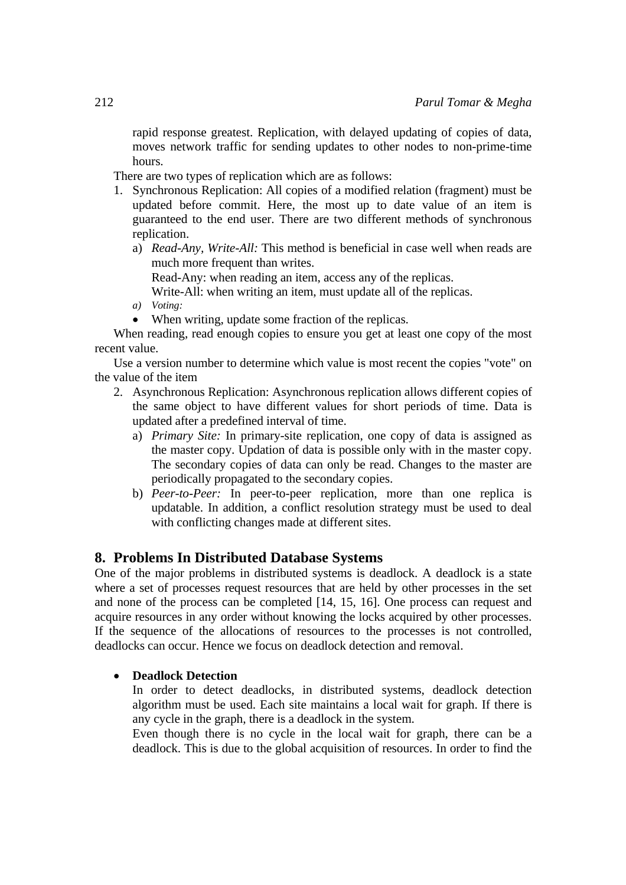rapid response greatest. Replication, with delayed updating of copies of data, moves network traffic for sending updates to other nodes to non-prime-time hours.

There are two types of replication which are as follows:

1. Synchronous Replication: All copies of a modified relation (fragment) must be updated before commit. Here, the most up to date value of an item is guaranteed to the end user. There are two different methods of synchronous replication.
   a) *Read-Any, Write-All:* This method is beneficial in case well when reads are much more frequent than writes.
      Read-Any: when reading an item, access any of the replicas.
      Write-All: when writing an item, must update all of the replicas.
   a) *Voting:*
   - When writing, update some fraction of the replicas.

When reading, read enough copies to ensure you get at least one copy of the most recent value.

Use a version number to determine which value is most recent the copies "vote" on the value of the item

2. Asynchronous Replication: Asynchronous replication allows different copies of the same object to have different values for short periods of time. Data is updated after a predefined interval of time.
   a) *Primary Site:* In primary-site replication, one copy of data is assigned as the master copy. Updation of data is possible only with in the master copy. The secondary copies of data can only be read. Changes to the master are periodically propagated to the secondary copies.
   b) *Peer-to-Peer:* In peer-to-peer replication, more than one replica is updatable. In addition, a conflict resolution strategy must be used to deal with conflicting changes made at different sites.

## 8. Problems In Distributed Database Systems

One of the major problems in distributed systems is deadlock. A deadlock is a state where a set of processes request resources that are held by other processes in the set and none of the process can be completed [14, 15, 16]. One process can request and acquire resources in any order without knowing the locks acquired by other processes. If the sequence of the allocations of resources to the processes is not controlled, deadlocks can occur. Hence we focus on deadlock detection and removal.

- **Deadlock Detection**

  In order to detect deadlocks, in distributed systems, deadlock detection algorithm must be used. Each site maintains a local wait for graph. If there is any cycle in the graph, there is a deadlock in the system.

  Even though there is no cycle in the local wait for graph, there can be a deadlock. This is due to the global acquisition of resources. In order to find the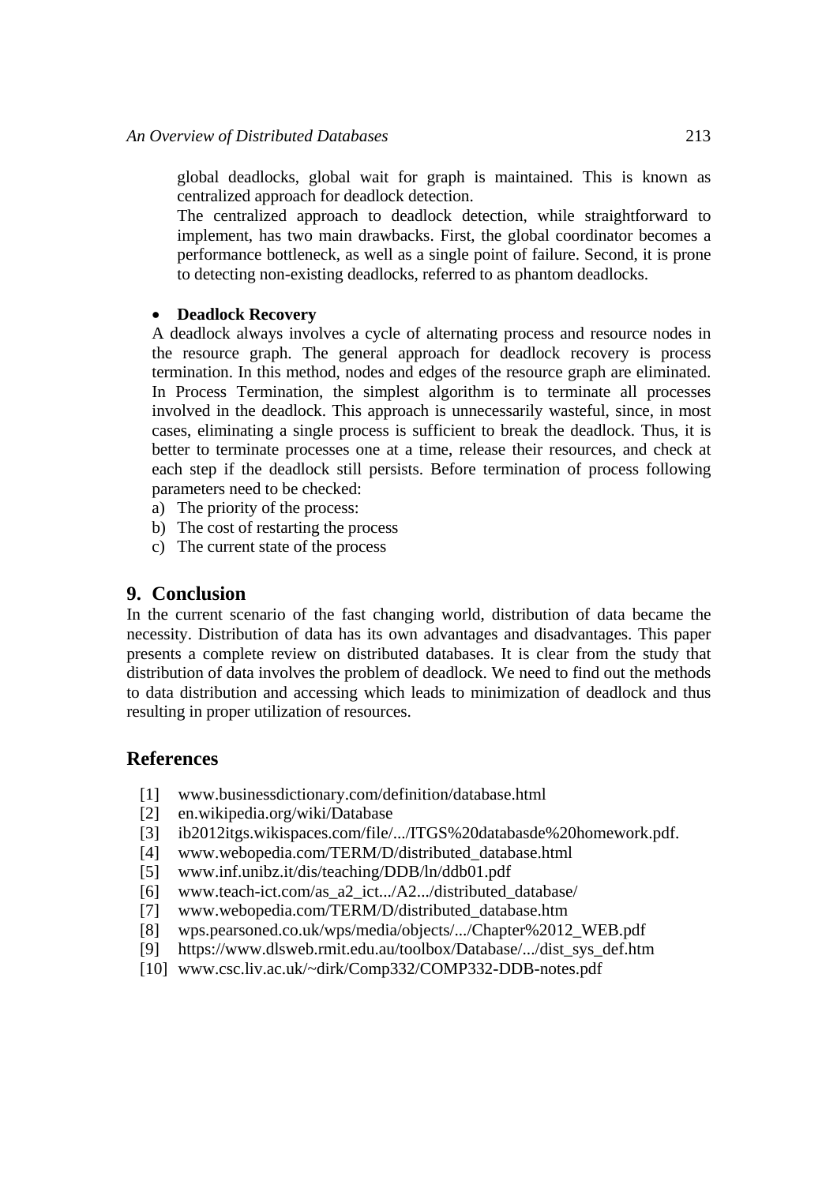global deadlocks, global wait for graph is maintained. This is known as centralized approach for deadlock detection.

The centralized approach to deadlock detection, while straightforward to implement, has two main drawbacks. First, the global coordinator becomes a performance bottleneck, as well as a single point of failure. Second, it is prone to detecting non-existing deadlocks, referred to as phantom deadlocks.

- **Deadlock Recovery**

A deadlock always involves a cycle of alternating process and resource nodes in the resource graph. The general approach for deadlock recovery is process termination. In this method, nodes and edges of the resource graph are eliminated. In Process Termination, the simplest algorithm is to terminate all processes involved in the deadlock. This approach is unnecessarily wasteful, since, in most cases, eliminating a single process is sufficient to break the deadlock. Thus, it is better to terminate processes one at a time, release their resources, and check at each step if the deadlock still persists. Before termination of process following parameters need to be checked:

a) The priority of the process:
b) The cost of restarting the process
c) The current state of the process

## 9. Conclusion

In the current scenario of the fast changing world, distribution of data became the necessity. Distribution of data has its own advantages and disadvantages. This paper presents a complete review on distributed databases. It is clear from the study that distribution of data involves the problem of deadlock. We need to find out the methods to data distribution and accessing which leads to minimization of deadlock and thus resulting in proper utilization of resources.

## References

[1] www.businessdictionary.com/definition/database.html
[2] en.wikipedia.org/wiki/Database
[3] ib2012itgs.wikispaces.com/file/.../ITGS%20databasde%20homework.pdf.
[4] www.webopedia.com/TERM/D/distributed_database.html
[5] www.inf.unibz.it/dis/teaching/DDB/ln/ddb01.pdf
[6] www.teach-ict.com/as_a2_ict.../A2.../distributed_database/
[7] www.webopedia.com/TERM/D/distributed_database.htm
[8] wps.pearsoned.co.uk/wps/media/objects/.../Chapter%2012_WEB.pdf
[9] https://www.dlsweb.rmit.edu.au/toolbox/Database/.../dist_sys_def.htm
[10] www.csc.liv.ac.uk/~dirk/Comp332/COMP332-DDB-notes.pdf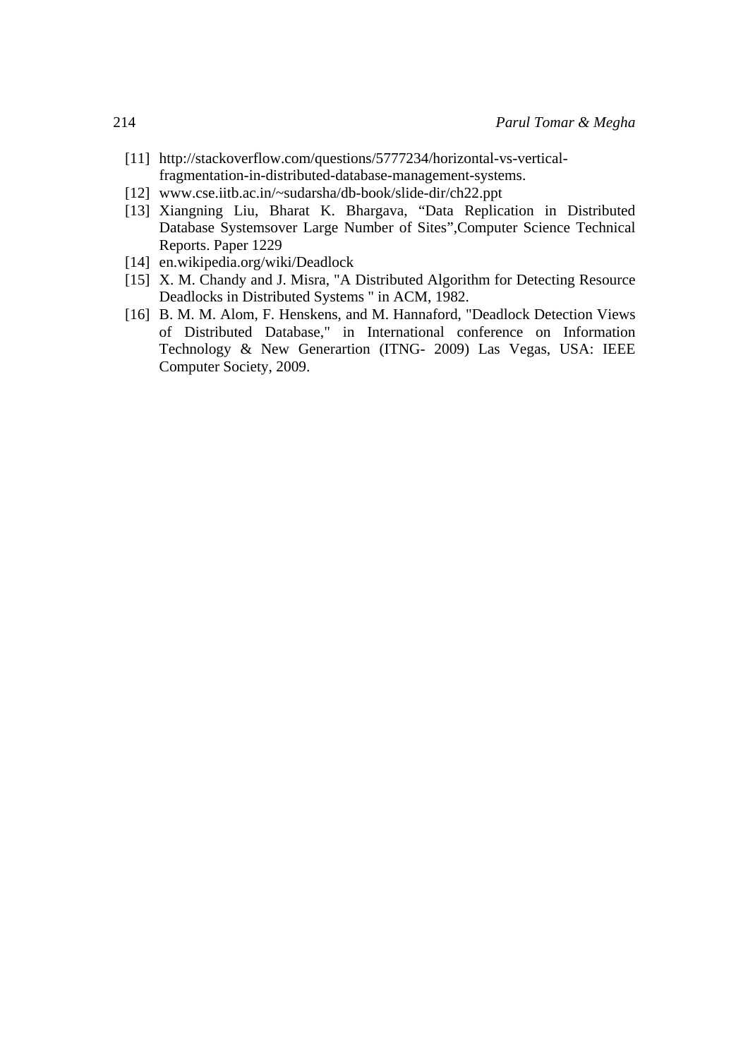[11] http://stackoverflow.com/questions/5777234/horizontal-vs-vertical-fragmentation-in-distributed-database-management-systems.

[12] www.cse.iitb.ac.in/~sudarsha/db-book/slide-dir/ch22.ppt

[13] Xiangning Liu, Bharat K. Bhargava, “Data Replication in Distributed Database Systemsover Large Number of Sites”,Computer Science Technical Reports. Paper 1229

[14] en.wikipedia.org/wiki/Deadlock

[15] X. M. Chandy and J. Misra, "A Distributed Algorithm for Detecting Resource Deadlocks in Distributed Systems " in ACM, 1982.

[16] B. M. M. Alom, F. Henskens, and M. Hannaford, "Deadlock Detection Views of Distributed Database," in International conference on Information Technology & New Generartion (ITNG- 2009) Las Vegas, USA: IEEE Computer Society, 2009.